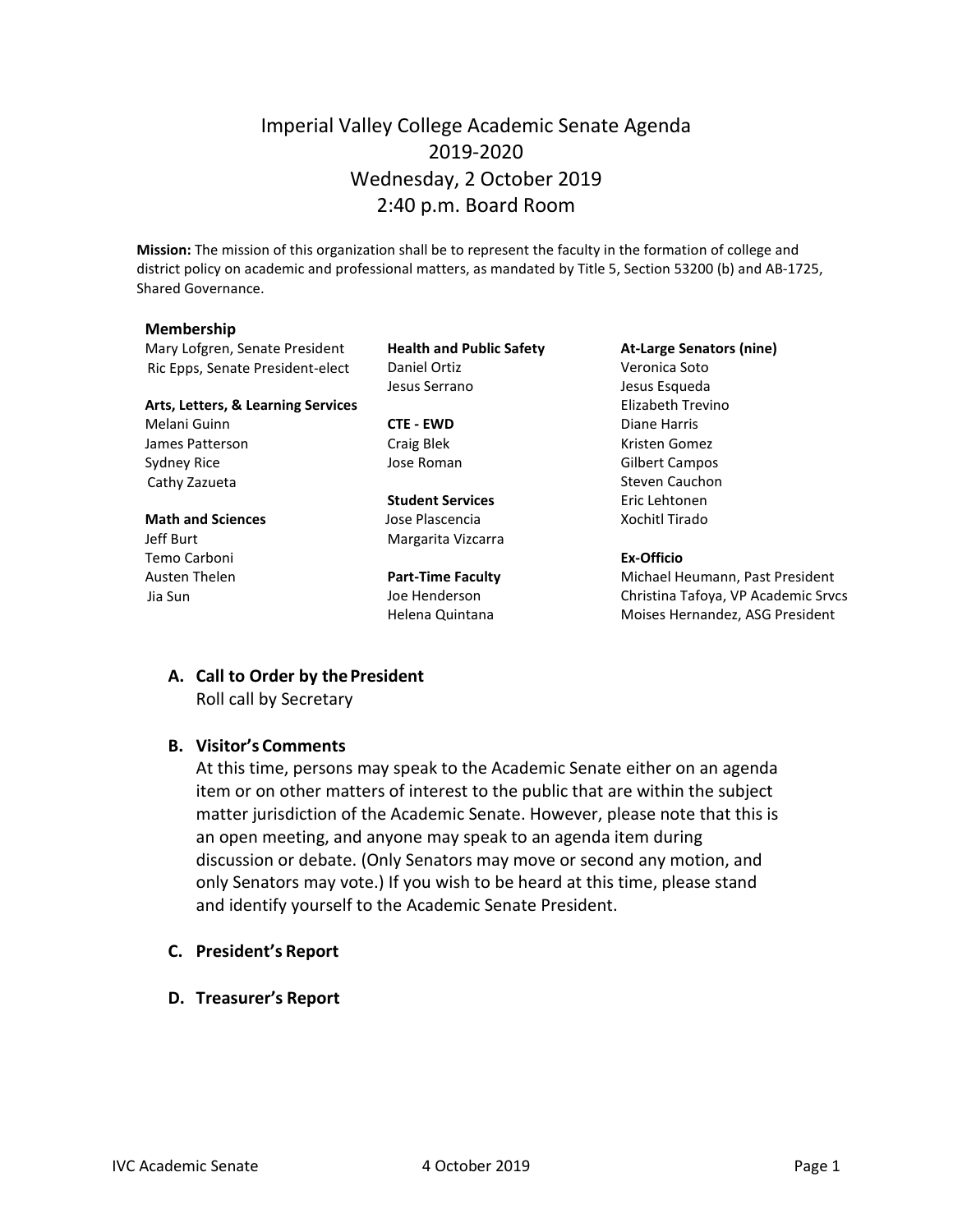# Imperial Valley College Academic Senate Agenda
## 2019-2020
## Wednesday, 2 October 2019
## 2:40 p.m. Board Room

**Mission:** The mission of this organization shall be to represent the faculty in the formation of college and district policy on academic and professional matters, as mandated by Title 5, Section 53200 (b) and AB-1725, Shared Governance.

**Membership**

Mary Lofgren, Senate President
Ric Epps, Senate President-elect

**Arts, Letters, & Learning Services**
Melani Guinn
James Patterson
Sydney Rice
Cathy Zazueta

**Math and Sciences**
Jeff Burt
Temo Carboni
Austen Thelen
Jia Sun

**Health and Public Safety**
Daniel Ortiz
Jesus Serrano

**CTE - EWD**
Craig Blek
Jose Roman

**Student Services**
Jose Plascencia
Margarita Vizcarra

**Part-Time Faculty**
Joe Henderson
Helena Quintana

**At-Large Senators (nine)**
Veronica Soto
Jesus Esqueda
Elizabeth Trevino
Diane Harris
Kristen Gomez
Gilbert Campos
Steven Cauchon
Eric Lehtonen
Xochitl Tirado

**Ex-Officio**
Michael Heumann, Past President
Christina Tafoya, VP Academic Srvcs
Moises Hernandez, ASG President

**A. Call to Order by the President**

Roll call by Secretary

**B. Visitor's Comments**

At this time, persons may speak to the Academic Senate either on an agenda item or on other matters of interest to the public that are within the subject matter jurisdiction of the Academic Senate. However, please note that this is an open meeting, and anyone may speak to an agenda item during discussion or debate. (Only Senators may move or second any motion, and only Senators may vote.) If you wish to be heard at this time, please stand and identify yourself to the Academic Senate President.

**C. President's Report**

**D. Treasurer's Report**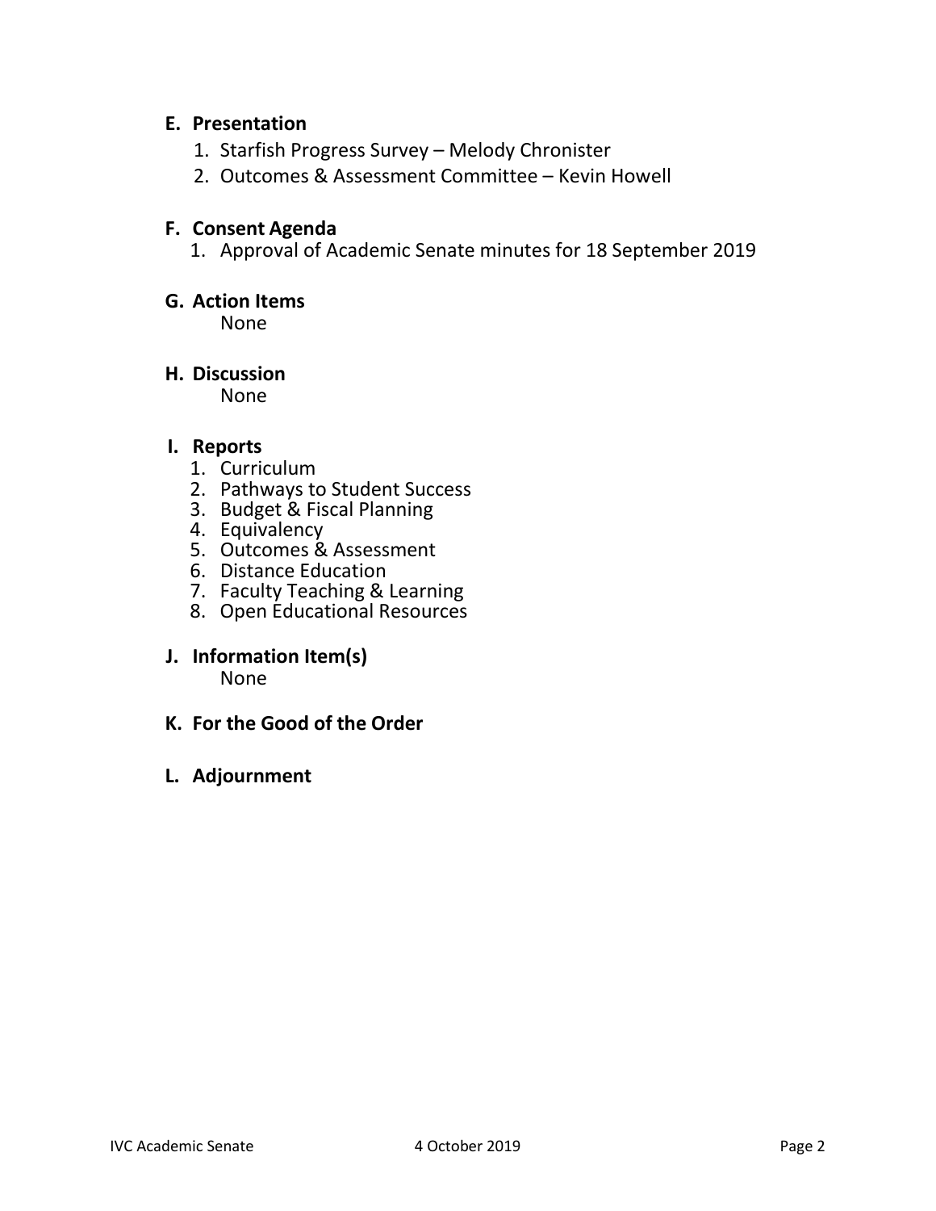**E. Presentation**

1. Starfish Progress Survey – Melody Chronister
2. Outcomes & Assessment Committee – Kevin Howell

**F. Consent Agenda**

1. Approval of Academic Senate minutes for 18 September 2019

**G. Action Items**

None

**H. Discussion**

None

**I. Reports**

1. Curriculum
2. Pathways to Student Success
3. Budget & Fiscal Planning
4. Equivalency
5. Outcomes & Assessment
6. Distance Education
7. Faculty Teaching & Learning
8. Open Educational Resources

**J. Information Item(s)**

None

**K. For the Good of the Order**

**L. Adjournment**